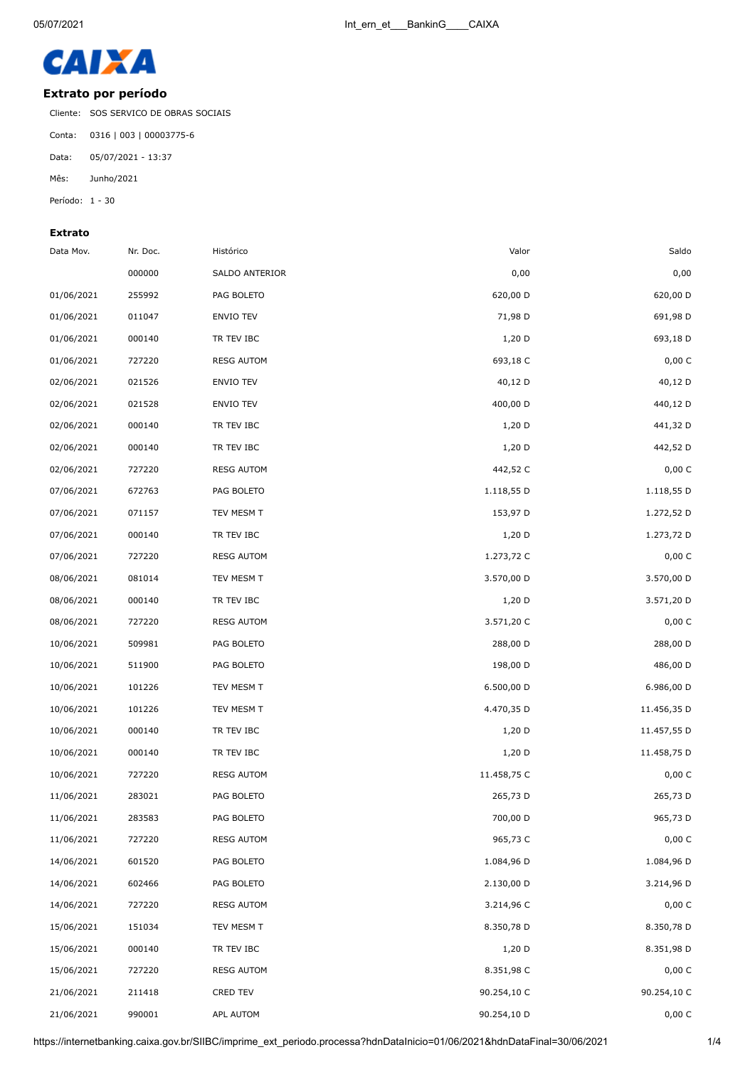CAIXA

## Extrato por período

Cliente: SOS SERVICO DE OBRAS SOCIAIS

Conta: 0316 | 003 | 00003775-6

Data: 05/07/2021 - 13:37

Mês: Junho/2021

Período: 1 - 30

### Extrato

| Data Mov. | Nr. Doc. | Histórico | Valor | Saldo |
|---|---|---|---|---|
| | 000000 | SALDO ANTERIOR | 0,00 | 0,00 |
| 01/06/2021 | 255992 | PAG BOLETO | 620,00 D | 620,00 D |
| 01/06/2021 | 011047 | ENVIO TEV | 71,98 D | 691,98 D |
| 01/06/2021 | 000140 | TR TEV IBC | 1,20 D | 693,18 D |
| 01/06/2021 | 727220 | RESG AUTOM | 693,18 C | 0,00 C |
| 02/06/2021 | 021526 | ENVIO TEV | 40,12 D | 40,12 D |
| 02/06/2021 | 021528 | ENVIO TEV | 400,00 D | 440,12 D |
| 02/06/2021 | 000140 | TR TEV IBC | 1,20 D | 441,32 D |
| 02/06/2021 | 000140 | TR TEV IBC | 1,20 D | 442,52 D |
| 02/06/2021 | 727220 | RESG AUTOM | 442,52 C | 0,00 C |
| 07/06/2021 | 672763 | PAG BOLETO | 1.118,55 D | 1.118,55 D |
| 07/06/2021 | 071157 | TEV MESM T | 153,97 D | 1.272,52 D |
| 07/06/2021 | 000140 | TR TEV IBC | 1,20 D | 1.273,72 D |
| 07/06/2021 | 727220 | RESG AUTOM | 1.273,72 C | 0,00 C |
| 08/06/2021 | 081014 | TEV MESM T | 3.570,00 D | 3.570,00 D |
| 08/06/2021 | 000140 | TR TEV IBC | 1,20 D | 3.571,20 D |
| 08/06/2021 | 727220 | RESG AUTOM | 3.571,20 C | 0,00 C |
| 10/06/2021 | 509981 | PAG BOLETO | 288,00 D | 288,00 D |
| 10/06/2021 | 511900 | PAG BOLETO | 198,00 D | 486,00 D |
| 10/06/2021 | 101226 | TEV MESM T | 6.500,00 D | 6.986,00 D |
| 10/06/2021 | 101226 | TEV MESM T | 4.470,35 D | 11.456,35 D |
| 10/06/2021 | 000140 | TR TEV IBC | 1,20 D | 11.457,55 D |
| 10/06/2021 | 000140 | TR TEV IBC | 1,20 D | 11.458,75 D |
| 10/06/2021 | 727220 | RESG AUTOM | 11.458,75 C | 0,00 C |
| 11/06/2021 | 283021 | PAG BOLETO | 265,73 D | 265,73 D |
| 11/06/2021 | 283583 | PAG BOLETO | 700,00 D | 965,73 D |
| 11/06/2021 | 727220 | RESG AUTOM | 965,73 C | 0,00 C |
| 14/06/2021 | 601520 | PAG BOLETO | 1.084,96 D | 1.084,96 D |
| 14/06/2021 | 602466 | PAG BOLETO | 2.130,00 D | 3.214,96 D |
| 14/06/2021 | 727220 | RESG AUTOM | 3.214,96 C | 0,00 C |
| 15/06/2021 | 151034 | TEV MESM T | 8.350,78 D | 8.350,78 D |
| 15/06/2021 | 000140 | TR TEV IBC | 1,20 D | 8.351,98 D |
| 15/06/2021 | 727220 | RESG AUTOM | 8.351,98 C | 0,00 C |
| 21/06/2021 | 211418 | CRED TEV | 90.254,10 C | 90.254,10 C |
| 21/06/2021 | 990001 | APL AUTOM | 90.254,10 D | 0,00 C |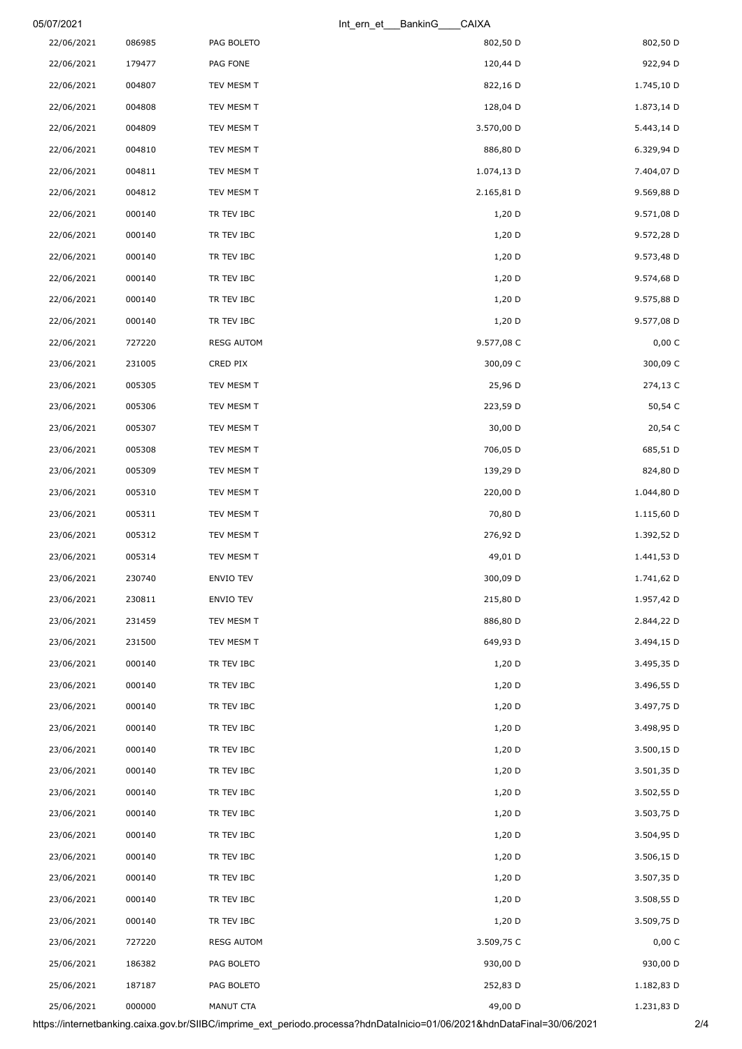| | | | | |
|---|---|---|---|---|
| 22/06/2021 | 086985 | PAG BOLETO | 802,50 D | 802,50 D |
| 22/06/2021 | 179477 | PAG FONE | 120,44 D | 922,94 D |
| 22/06/2021 | 004807 | TEV MESM T | 822,16 D | 1.745,10 D |
| 22/06/2021 | 004808 | TEV MESM T | 128,04 D | 1.873,14 D |
| 22/06/2021 | 004809 | TEV MESM T | 3.570,00 D | 5.443,14 D |
| 22/06/2021 | 004810 | TEV MESM T | 886,80 D | 6.329,94 D |
| 22/06/2021 | 004811 | TEV MESM T | 1.074,13 D | 7.404,07 D |
| 22/06/2021 | 004812 | TEV MESM T | 2.165,81 D | 9.569,88 D |
| 22/06/2021 | 000140 | TR TEV IBC | 1,20 D | 9.571,08 D |
| 22/06/2021 | 000140 | TR TEV IBC | 1,20 D | 9.572,28 D |
| 22/06/2021 | 000140 | TR TEV IBC | 1,20 D | 9.573,48 D |
| 22/06/2021 | 000140 | TR TEV IBC | 1,20 D | 9.574,68 D |
| 22/06/2021 | 000140 | TR TEV IBC | 1,20 D | 9.575,88 D |
| 22/06/2021 | 000140 | TR TEV IBC | 1,20 D | 9.577,08 D |
| 22/06/2021 | 727220 | RESG AUTOM | 9.577,08 C | 0,00 C |
| 23/06/2021 | 231005 | CRED PIX | 300,09 C | 300,09 C |
| 23/06/2021 | 005305 | TEV MESM T | 25,96 D | 274,13 C |
| 23/06/2021 | 005306 | TEV MESM T | 223,59 D | 50,54 C |
| 23/06/2021 | 005307 | TEV MESM T | 30,00 D | 20,54 C |
| 23/06/2021 | 005308 | TEV MESM T | 706,05 D | 685,51 D |
| 23/06/2021 | 005309 | TEV MESM T | 139,29 D | 824,80 D |
| 23/06/2021 | 005310 | TEV MESM T | 220,00 D | 1.044,80 D |
| 23/06/2021 | 005311 | TEV MESM T | 70,80 D | 1.115,60 D |
| 23/06/2021 | 005312 | TEV MESM T | 276,92 D | 1.392,52 D |
| 23/06/2021 | 005314 | TEV MESM T | 49,01 D | 1.441,53 D |
| 23/06/2021 | 230740 | ENVIO TEV | 300,09 D | 1.741,62 D |
| 23/06/2021 | 230811 | ENVIO TEV | 215,80 D | 1.957,42 D |
| 23/06/2021 | 231459 | TEV MESM T | 886,80 D | 2.844,22 D |
| 23/06/2021 | 231500 | TEV MESM T | 649,93 D | 3.494,15 D |
| 23/06/2021 | 000140 | TR TEV IBC | 1,20 D | 3.495,35 D |
| 23/06/2021 | 000140 | TR TEV IBC | 1,20 D | 3.496,55 D |
| 23/06/2021 | 000140 | TR TEV IBC | 1,20 D | 3.497,75 D |
| 23/06/2021 | 000140 | TR TEV IBC | 1,20 D | 3.498,95 D |
| 23/06/2021 | 000140 | TR TEV IBC | 1,20 D | 3.500,15 D |
| 23/06/2021 | 000140 | TR TEV IBC | 1,20 D | 3.501,35 D |
| 23/06/2021 | 000140 | TR TEV IBC | 1,20 D | 3.502,55 D |
| 23/06/2021 | 000140 | TR TEV IBC | 1,20 D | 3.503,75 D |
| 23/06/2021 | 000140 | TR TEV IBC | 1,20 D | 3.504,95 D |
| 23/06/2021 | 000140 | TR TEV IBC | 1,20 D | 3.506,15 D |
| 23/06/2021 | 000140 | TR TEV IBC | 1,20 D | 3.507,35 D |
| 23/06/2021 | 000140 | TR TEV IBC | 1,20 D | 3.508,55 D |
| 23/06/2021 | 000140 | TR TEV IBC | 1,20 D | 3.509,75 D |
| 23/06/2021 | 727220 | RESG AUTOM | 3.509,75 C | 0,00 C |
| 25/06/2021 | 186382 | PAG BOLETO | 930,00 D | 930,00 D |
| 25/06/2021 | 187187 | PAG BOLETO | 252,83 D | 1.182,83 D |
| 25/06/2021 | 000000 | MANUT CTA | 49,00 D | 1.231,83 D |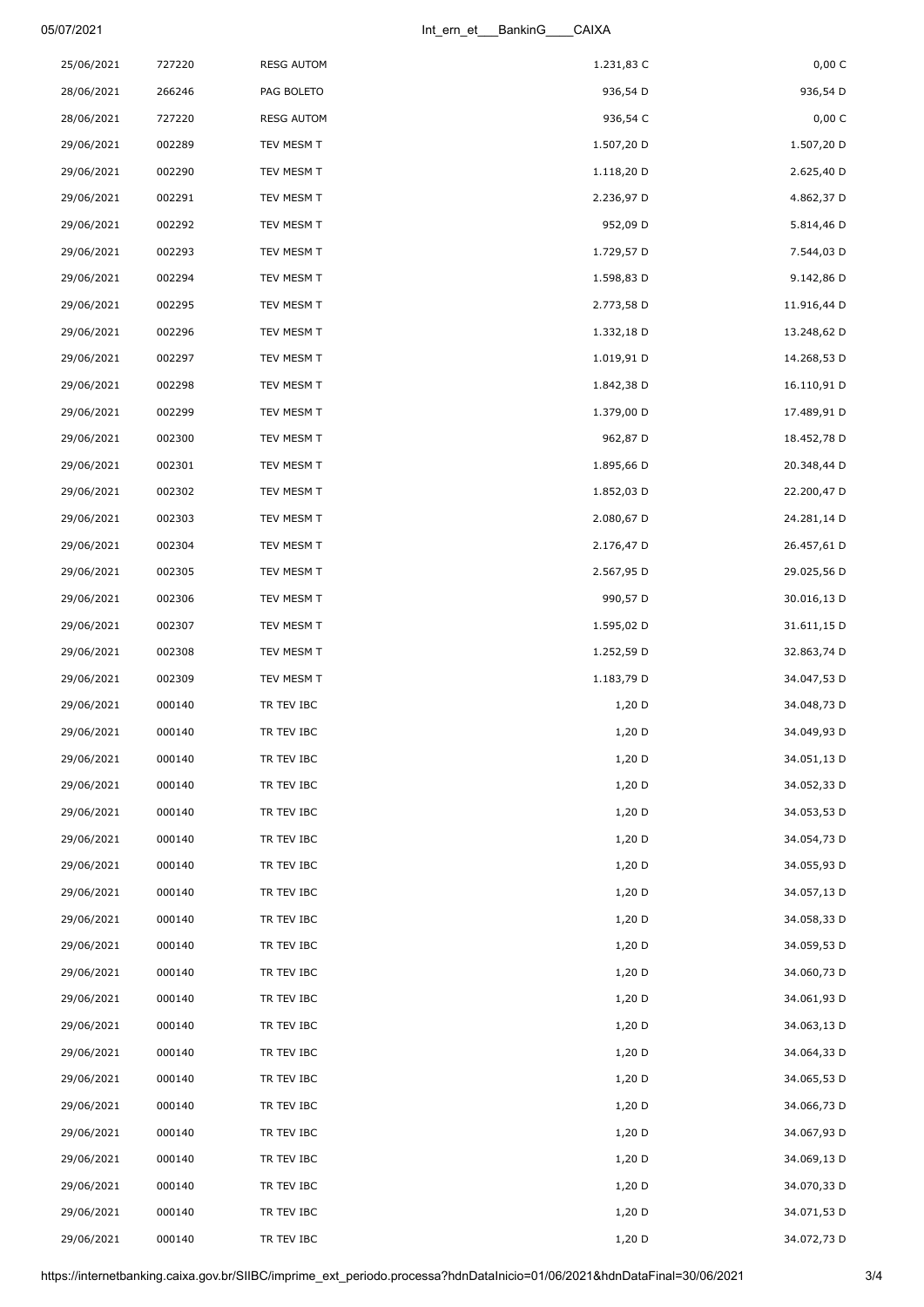| | | | | |
|---|---|---|---|---|
| 25/06/2021 | 727220 | RESG AUTOM | 1.231,83 C | 0,00 C |
| 28/06/2021 | 266246 | PAG BOLETO | 936,54 D | 936,54 D |
| 28/06/2021 | 727220 | RESG AUTOM | 936,54 C | 0,00 C |
| 29/06/2021 | 002289 | TEV MESM T | 1.507,20 D | 1.507,20 D |
| 29/06/2021 | 002290 | TEV MESM T | 1.118,20 D | 2.625,40 D |
| 29/06/2021 | 002291 | TEV MESM T | 2.236,97 D | 4.862,37 D |
| 29/06/2021 | 002292 | TEV MESM T | 952,09 D | 5.814,46 D |
| 29/06/2021 | 002293 | TEV MESM T | 1.729,57 D | 7.544,03 D |
| 29/06/2021 | 002294 | TEV MESM T | 1.598,83 D | 9.142,86 D |
| 29/06/2021 | 002295 | TEV MESM T | 2.773,58 D | 11.916,44 D |
| 29/06/2021 | 002296 | TEV MESM T | 1.332,18 D | 13.248,62 D |
| 29/06/2021 | 002297 | TEV MESM T | 1.019,91 D | 14.268,53 D |
| 29/06/2021 | 002298 | TEV MESM T | 1.842,38 D | 16.110,91 D |
| 29/06/2021 | 002299 | TEV MESM T | 1.379,00 D | 17.489,91 D |
| 29/06/2021 | 002300 | TEV MESM T | 962,87 D | 18.452,78 D |
| 29/06/2021 | 002301 | TEV MESM T | 1.895,66 D | 20.348,44 D |
| 29/06/2021 | 002302 | TEV MESM T | 1.852,03 D | 22.200,47 D |
| 29/06/2021 | 002303 | TEV MESM T | 2.080,67 D | 24.281,14 D |
| 29/06/2021 | 002304 | TEV MESM T | 2.176,47 D | 26.457,61 D |
| 29/06/2021 | 002305 | TEV MESM T | 2.567,95 D | 29.025,56 D |
| 29/06/2021 | 002306 | TEV MESM T | 990,57 D | 30.016,13 D |
| 29/06/2021 | 002307 | TEV MESM T | 1.595,02 D | 31.611,15 D |
| 29/06/2021 | 002308 | TEV MESM T | 1.252,59 D | 32.863,74 D |
| 29/06/2021 | 002309 | TEV MESM T | 1.183,79 D | 34.047,53 D |
| 29/06/2021 | 000140 | TR TEV IBC | 1,20 D | 34.048,73 D |
| 29/06/2021 | 000140 | TR TEV IBC | 1,20 D | 34.049,93 D |
| 29/06/2021 | 000140 | TR TEV IBC | 1,20 D | 34.051,13 D |
| 29/06/2021 | 000140 | TR TEV IBC | 1,20 D | 34.052,33 D |
| 29/06/2021 | 000140 | TR TEV IBC | 1,20 D | 34.053,53 D |
| 29/06/2021 | 000140 | TR TEV IBC | 1,20 D | 34.054,73 D |
| 29/06/2021 | 000140 | TR TEV IBC | 1,20 D | 34.055,93 D |
| 29/06/2021 | 000140 | TR TEV IBC | 1,20 D | 34.057,13 D |
| 29/06/2021 | 000140 | TR TEV IBC | 1,20 D | 34.058,33 D |
| 29/06/2021 | 000140 | TR TEV IBC | 1,20 D | 34.059,53 D |
| 29/06/2021 | 000140 | TR TEV IBC | 1,20 D | 34.060,73 D |
| 29/06/2021 | 000140 | TR TEV IBC | 1,20 D | 34.061,93 D |
| 29/06/2021 | 000140 | TR TEV IBC | 1,20 D | 34.063,13 D |
| 29/06/2021 | 000140 | TR TEV IBC | 1,20 D | 34.064,33 D |
| 29/06/2021 | 000140 | TR TEV IBC | 1,20 D | 34.065,53 D |
| 29/06/2021 | 000140 | TR TEV IBC | 1,20 D | 34.066,73 D |
| 29/06/2021 | 000140 | TR TEV IBC | 1,20 D | 34.067,93 D |
| 29/06/2021 | 000140 | TR TEV IBC | 1,20 D | 34.069,13 D |
| 29/06/2021 | 000140 | TR TEV IBC | 1,20 D | 34.070,33 D |
| 29/06/2021 | 000140 | TR TEV IBC | 1,20 D | 34.071,53 D |
| 29/06/2021 | 000140 | TR TEV IBC | 1,20 D | 34.072,73 D |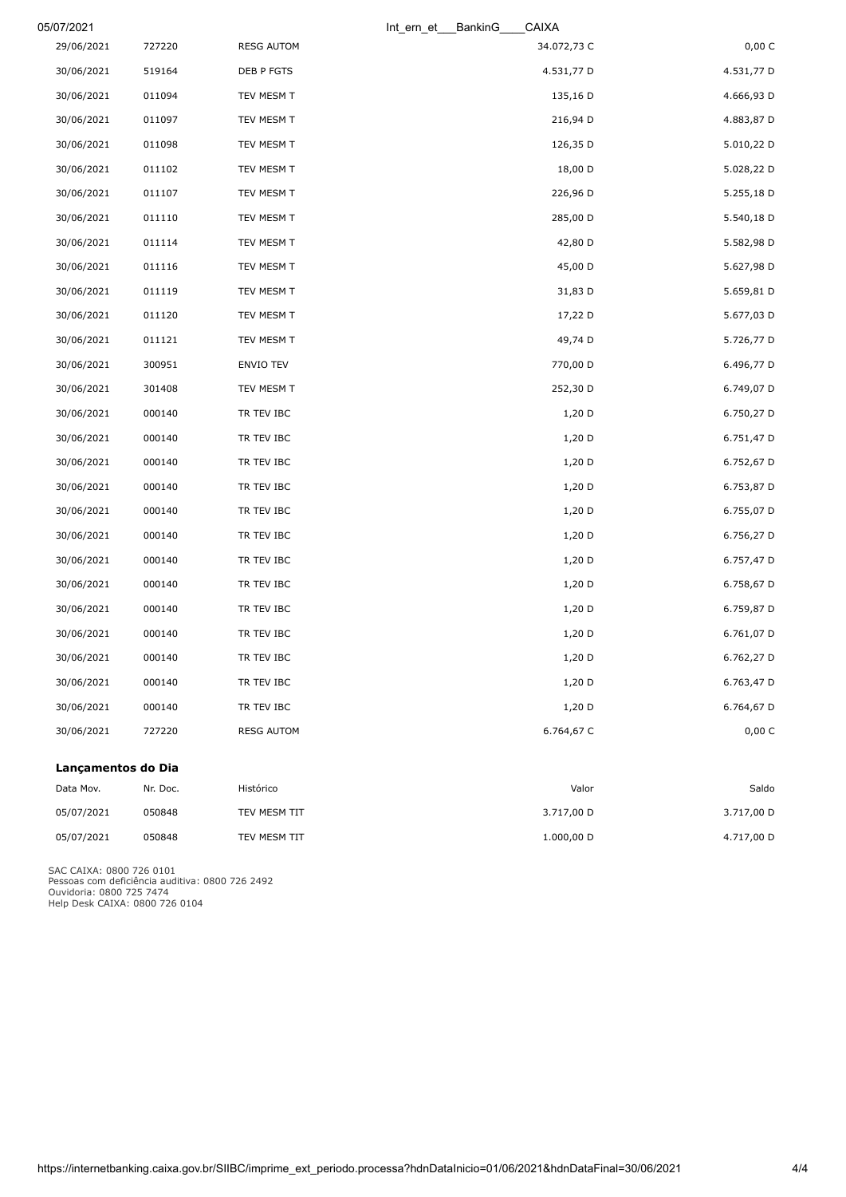| | | | | |
|---|---|---|---|---|
| 29/06/2021 | 727220 | RESG AUTOM | 34.072,73 C | 0,00 C |
| 30/06/2021 | 519164 | DEB P FGTS | 4.531,77 D | 4.531,77 D |
| 30/06/2021 | 011094 | TEV MESM T | 135,16 D | 4.666,93 D |
| 30/06/2021 | 011097 | TEV MESM T | 216,94 D | 4.883,87 D |
| 30/06/2021 | 011098 | TEV MESM T | 126,35 D | 5.010,22 D |
| 30/06/2021 | 011102 | TEV MESM T | 18,00 D | 5.028,22 D |
| 30/06/2021 | 011107 | TEV MESM T | 226,96 D | 5.255,18 D |
| 30/06/2021 | 011110 | TEV MESM T | 285,00 D | 5.540,18 D |
| 30/06/2021 | 011114 | TEV MESM T | 42,80 D | 5.582,98 D |
| 30/06/2021 | 011116 | TEV MESM T | 45,00 D | 5.627,98 D |
| 30/06/2021 | 011119 | TEV MESM T | 31,83 D | 5.659,81 D |
| 30/06/2021 | 011120 | TEV MESM T | 17,22 D | 5.677,03 D |
| 30/06/2021 | 011121 | TEV MESM T | 49,74 D | 5.726,77 D |
| 30/06/2021 | 300951 | ENVIO TEV | 770,00 D | 6.496,77 D |
| 30/06/2021 | 301408 | TEV MESM T | 252,30 D | 6.749,07 D |
| 30/06/2021 | 000140 | TR TEV IBC | 1,20 D | 6.750,27 D |
| 30/06/2021 | 000140 | TR TEV IBC | 1,20 D | 6.751,47 D |
| 30/06/2021 | 000140 | TR TEV IBC | 1,20 D | 6.752,67 D |
| 30/06/2021 | 000140 | TR TEV IBC | 1,20 D | 6.753,87 D |
| 30/06/2021 | 000140 | TR TEV IBC | 1,20 D | 6.755,07 D |
| 30/06/2021 | 000140 | TR TEV IBC | 1,20 D | 6.756,27 D |
| 30/06/2021 | 000140 | TR TEV IBC | 1,20 D | 6.757,47 D |
| 30/06/2021 | 000140 | TR TEV IBC | 1,20 D | 6.758,67 D |
| 30/06/2021 | 000140 | TR TEV IBC | 1,20 D | 6.759,87 D |
| 30/06/2021 | 000140 | TR TEV IBC | 1,20 D | 6.761,07 D |
| 30/06/2021 | 000140 | TR TEV IBC | 1,20 D | 6.762,27 D |
| 30/06/2021 | 000140 | TR TEV IBC | 1,20 D | 6.763,47 D |
| 30/06/2021 | 000140 | TR TEV IBC | 1,20 D | 6.764,67 D |
| 30/06/2021 | 727220 | RESG AUTOM | 6.764,67 C | 0,00 C |

**Lançamentos do Dia**

| Data Mov. | Nr. Doc. | Histórico | Valor | Saldo |
|---|---|---|---|---|
| 05/07/2021 | 050848 | TEV MESM TIT | 3.717,00 D | 3.717,00 D |
| 05/07/2021 | 050848 | TEV MESM TIT | 1.000,00 D | 4.717,00 D |

SAC CAIXA: 0800 726 0101
Pessoas com deficiência auditiva: 0800 726 2492
Ouvidoria: 0800 725 7474
Help Desk CAIXA: 0800 726 0104